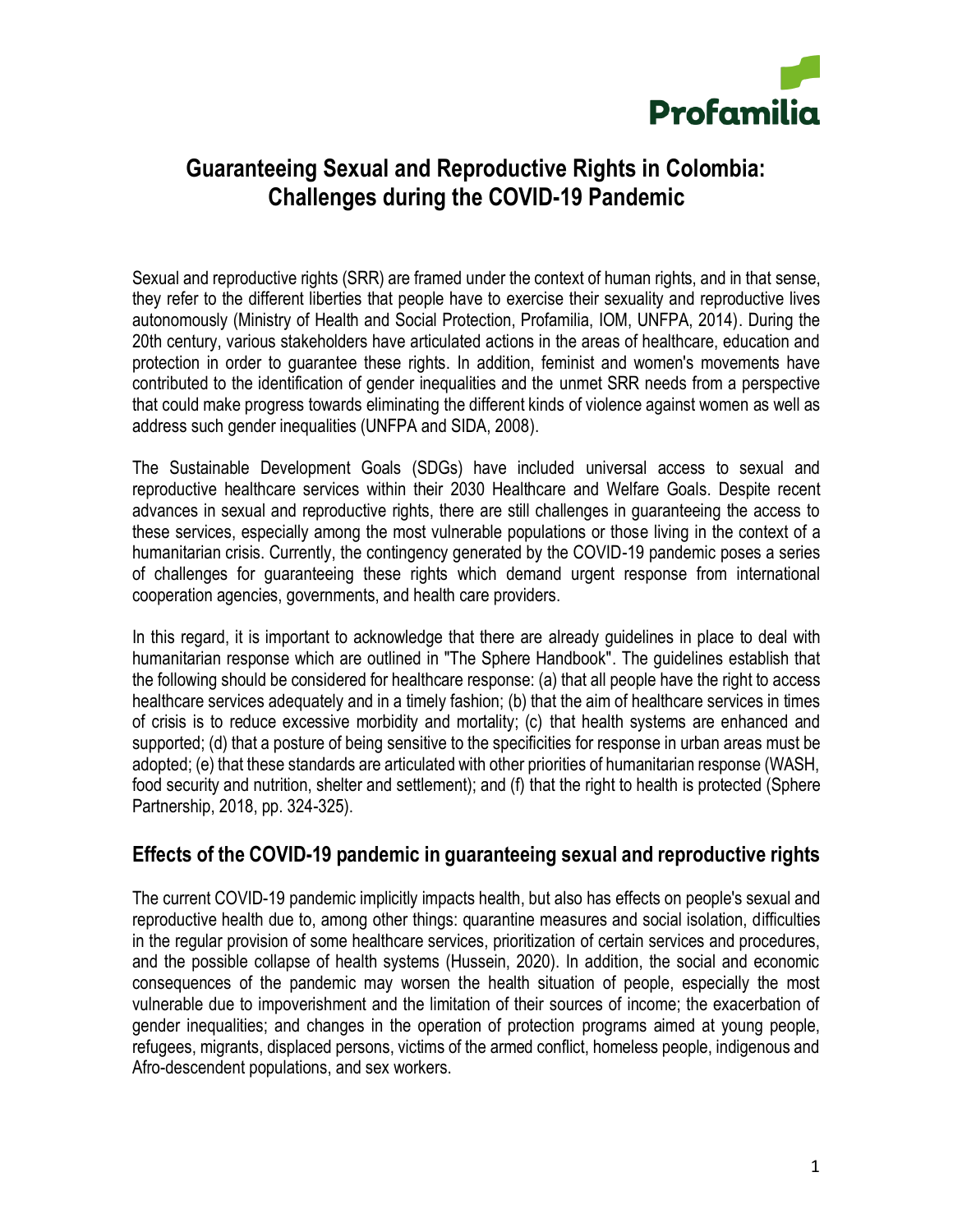Profamilia

# Guaranteeing Sexual and Reproductive Rights in Colombia: Challenges during the COVID-19 Pandemic

Sexual and reproductive rights (SRR) are framed under the context of human rights, and in that sense, they refer to the different liberties that people have to exercise their sexuality and reproductive lives autonomously (Ministry of Health and Social Protection, Profamilia, IOM, UNFPA, 2014). During the 20th century, various stakeholders have articulated actions in the areas of healthcare, education and protection in order to guarantee these rights. In addition, feminist and women's movements have contributed to the identification of gender inequalities and the unmet SRR needs from a perspective that could make progress towards eliminating the different kinds of violence against women as well as address such gender inequalities (UNFPA and SIDA, 2008).

The Sustainable Development Goals (SDGs) have included universal access to sexual and reproductive healthcare services within their 2030 Healthcare and Welfare Goals. Despite recent advances in sexual and reproductive rights, there are still challenges in guaranteeing the access to these services, especially among the most vulnerable populations or those living in the context of a humanitarian crisis. Currently, the contingency generated by the COVID-19 pandemic poses a series of challenges for guaranteeing these rights which demand urgent response from international cooperation agencies, governments, and health care providers.

In this regard, it is important to acknowledge that there are already guidelines in place to deal with humanitarian response which are outlined in "The Sphere Handbook". The guidelines establish that the following should be considered for healthcare response: (a) that all people have the right to access healthcare services adequately and in a timely fashion; (b) that the aim of healthcare services in times of crisis is to reduce excessive morbidity and mortality; (c) that health systems are enhanced and supported; (d) that a posture of being sensitive to the specificities for response in urban areas must be adopted; (e) that these standards are articulated with other priorities of humanitarian response (WASH, food security and nutrition, shelter and settlement); and (f) that the right to health is protected (Sphere Partnership, 2018, pp. 324-325).

## Effects of the COVID-19 pandemic in guaranteeing sexual and reproductive rights

The current COVID-19 pandemic implicitly impacts health, but also has effects on people's sexual and reproductive health due to, among other things: quarantine measures and social isolation, difficulties in the regular provision of some healthcare services, prioritization of certain services and procedures, and the possible collapse of health systems (Hussein, 2020). In addition, the social and economic consequences of the pandemic may worsen the health situation of people, especially the most vulnerable due to impoverishment and the limitation of their sources of income; the exacerbation of gender inequalities; and changes in the operation of protection programs aimed at young people, refugees, migrants, displaced persons, victims of the armed conflict, homeless people, indigenous and Afro-descendent populations, and sex workers.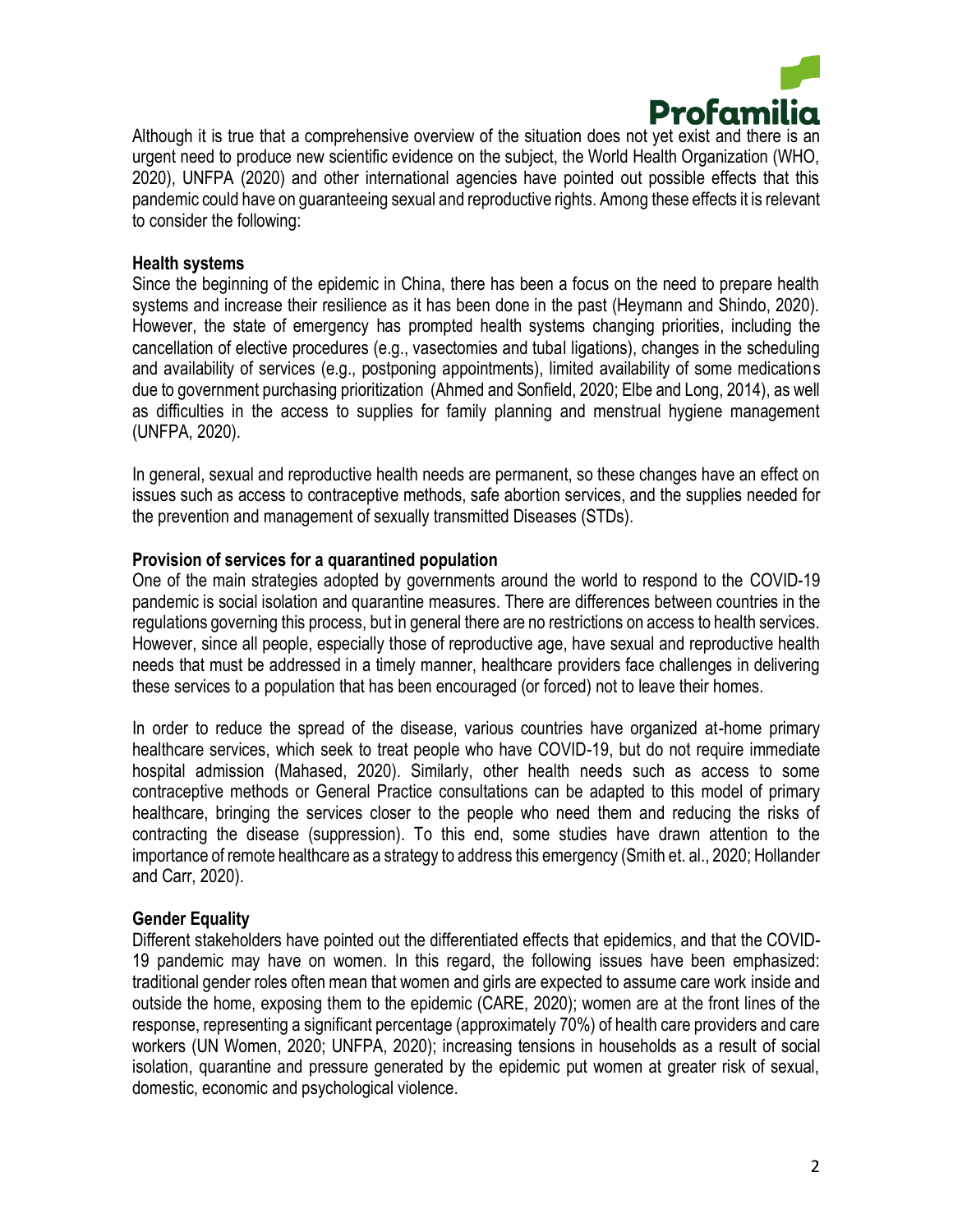Although it is true that a comprehensive overview of the situation does not yet exist and there is an urgent need to produce new scientific evidence on the subject, the World Health Organization (WHO, 2020), UNFPA (2020) and other international agencies have pointed out possible effects that this pandemic could have on guaranteeing sexual and reproductive rights. Among these effects it is relevant to consider the following:

**Health systems**

Since the beginning of the epidemic in China, there has been a focus on the need to prepare health systems and increase their resilience as it has been done in the past (Heymann and Shindo, 2020). However, the state of emergency has prompted health systems changing priorities, including the cancellation of elective procedures (e.g., vasectomies and tubal ligations), changes in the scheduling and availability of services (e.g., postponing appointments), limited availability of some medications due to government purchasing prioritization (Ahmed and Sonfield, 2020; Elbe and Long, 2014), as well as difficulties in the access to supplies for family planning and menstrual hygiene management (UNFPA, 2020).

In general, sexual and reproductive health needs are permanent, so these changes have an effect on issues such as access to contraceptive methods, safe abortion services, and the supplies needed for the prevention and management of sexually transmitted Diseases (STDs).

**Provision of services for a quarantined population**

One of the main strategies adopted by governments around the world to respond to the COVID-19 pandemic is social isolation and quarantine measures. There are differences between countries in the regulations governing this process, but in general there are no restrictions on access to health services. However, since all people, especially those of reproductive age, have sexual and reproductive health needs that must be addressed in a timely manner, healthcare providers face challenges in delivering these services to a population that has been encouraged (or forced) not to leave their homes.

In order to reduce the spread of the disease, various countries have organized at-home primary healthcare services, which seek to treat people who have COVID-19, but do not require immediate hospital admission (Mahased, 2020). Similarly, other health needs such as access to some contraceptive methods or General Practice consultations can be adapted to this model of primary healthcare, bringing the services closer to the people who need them and reducing the risks of contracting the disease (suppression). To this end, some studies have drawn attention to the importance of remote healthcare as a strategy to address this emergency (Smith et. al., 2020; Hollander and Carr, 2020).

**Gender Equality**

Different stakeholders have pointed out the differentiated effects that epidemics, and that the COVID-19 pandemic may have on women. In this regard, the following issues have been emphasized: traditional gender roles often mean that women and girls are expected to assume care work inside and outside the home, exposing them to the epidemic (CARE, 2020); women are at the front lines of the response, representing a significant percentage (approximately 70%) of health care providers and care workers (UN Women, 2020; UNFPA, 2020); increasing tensions in households as a result of social isolation, quarantine and pressure generated by the epidemic put women at greater risk of sexual, domestic, economic and psychological violence.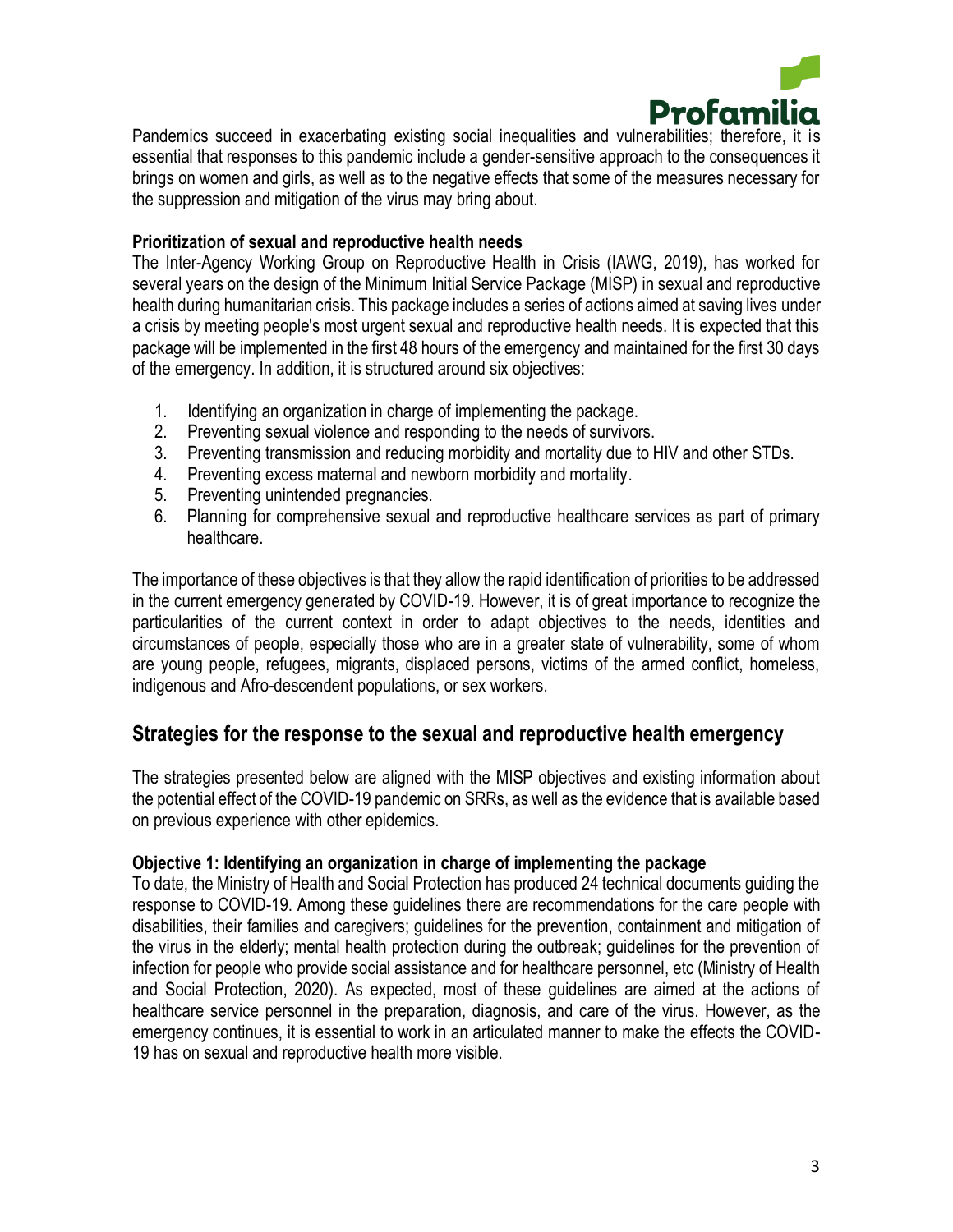Pandemics succeed in exacerbating existing social inequalities and vulnerabilities; therefore, it is essential that responses to this pandemic include a gender-sensitive approach to the consequences it brings on women and girls, as well as to the negative effects that some of the measures necessary for the suppression and mitigation of the virus may bring about.

**Prioritization of sexual and reproductive health needs**

The Inter-Agency Working Group on Reproductive Health in Crisis (IAWG, 2019), has worked for several years on the design of the Minimum Initial Service Package (MISP) in sexual and reproductive health during humanitarian crisis. This package includes a series of actions aimed at saving lives under a crisis by meeting people's most urgent sexual and reproductive health needs. It is expected that this package will be implemented in the first 48 hours of the emergency and maintained for the first 30 days of the emergency. In addition, it is structured around six objectives:

1. Identifying an organization in charge of implementing the package.
2. Preventing sexual violence and responding to the needs of survivors.
3. Preventing transmission and reducing morbidity and mortality due to HIV and other STDs.
4. Preventing excess maternal and newborn morbidity and mortality.
5. Preventing unintended pregnancies.
6. Planning for comprehensive sexual and reproductive healthcare services as part of primary healthcare.

The importance of these objectives is that they allow the rapid identification of priorities to be addressed in the current emergency generated by COVID-19. However, it is of great importance to recognize the particularities of the current context in order to adapt objectives to the needs, identities and circumstances of people, especially those who are in a greater state of vulnerability, some of whom are young people, refugees, migrants, displaced persons, victims of the armed conflict, homeless, indigenous and Afro-descendent populations, or sex workers.

## Strategies for the response to the sexual and reproductive health emergency

The strategies presented below are aligned with the MISP objectives and existing information about the potential effect of the COVID-19 pandemic on SRRs, as well as the evidence that is available based on previous experience with other epidemics.

**Objective 1: Identifying an organization in charge of implementing the package**

To date, the Ministry of Health and Social Protection has produced 24 technical documents guiding the response to COVID-19. Among these guidelines there are recommendations for the care people with disabilities, their families and caregivers; guidelines for the prevention, containment and mitigation of the virus in the elderly; mental health protection during the outbreak; guidelines for the prevention of infection for people who provide social assistance and for healthcare personnel, etc (Ministry of Health and Social Protection, 2020). As expected, most of these guidelines are aimed at the actions of healthcare service personnel in the preparation, diagnosis, and care of the virus. However, as the emergency continues, it is essential to work in an articulated manner to make the effects the COVID-19 has on sexual and reproductive health more visible.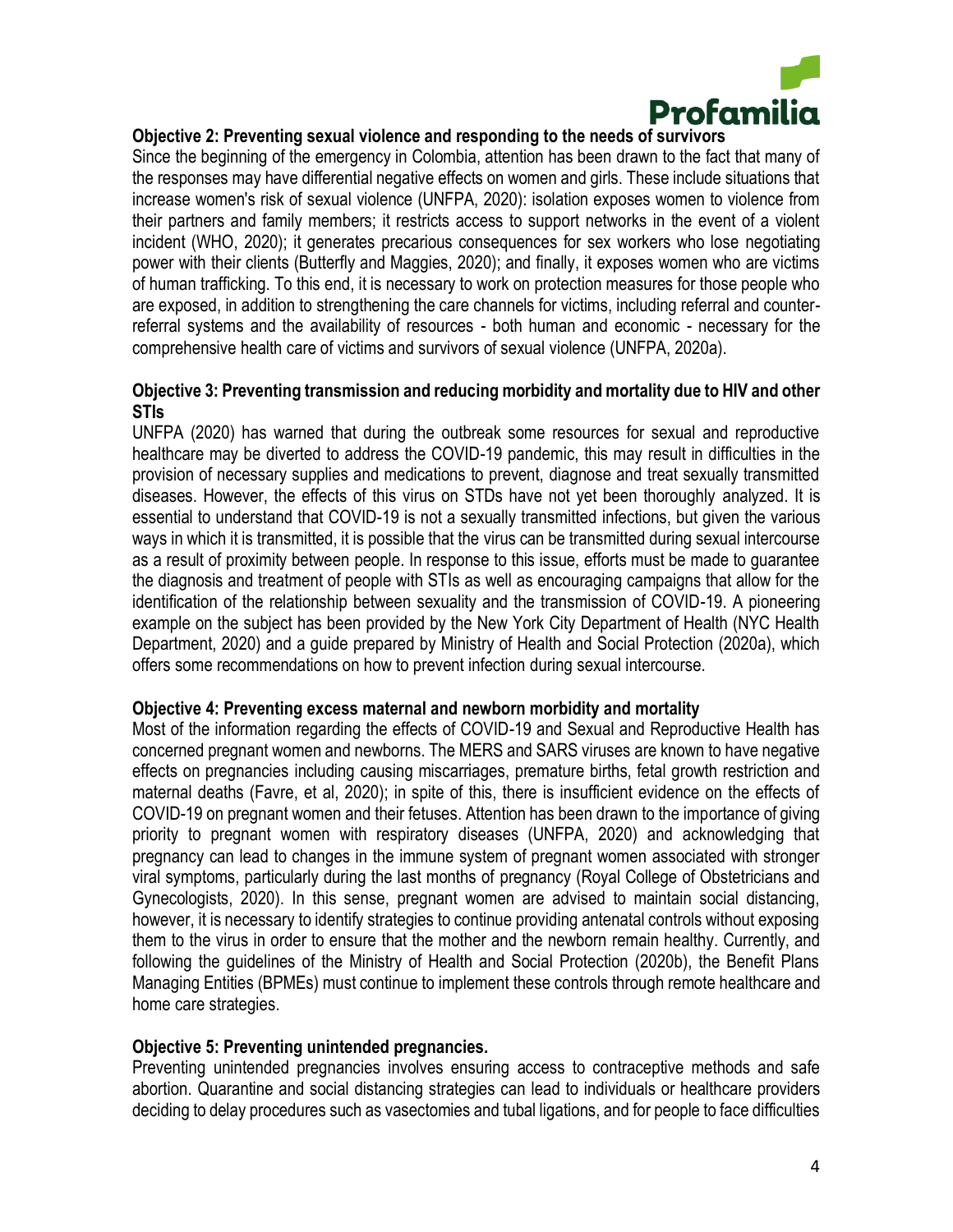**Objective 2: Preventing sexual violence and responding to the needs of survivors**

Since the beginning of the emergency in Colombia, attention has been drawn to the fact that many of the responses may have differential negative effects on women and girls. These include situations that increase women's risk of sexual violence (UNFPA, 2020): isolation exposes women to violence from their partners and family members; it restricts access to support networks in the event of a violent incident (WHO, 2020); it generates precarious consequences for sex workers who lose negotiating power with their clients (Butterfly and Maggies, 2020); and finally, it exposes women who are victims of human trafficking. To this end, it is necessary to work on protection measures for those people who are exposed, in addition to strengthening the care channels for victims, including referral and counter-referral systems and the availability of resources - both human and economic - necessary for the comprehensive health care of victims and survivors of sexual violence (UNFPA, 2020a).

**Objective 3: Preventing transmission and reducing morbidity and mortality due to HIV and other STIs**

UNFPA (2020) has warned that during the outbreak some resources for sexual and reproductive healthcare may be diverted to address the COVID-19 pandemic, this may result in difficulties in the provision of necessary supplies and medications to prevent, diagnose and treat sexually transmitted diseases. However, the effects of this virus on STDs have not yet been thoroughly analyzed. It is essential to understand that COVID-19 is not a sexually transmitted infections, but given the various ways in which it is transmitted, it is possible that the virus can be transmitted during sexual intercourse as a result of proximity between people. In response to this issue, efforts must be made to guarantee the diagnosis and treatment of people with STIs as well as encouraging campaigns that allow for the identification of the relationship between sexuality and the transmission of COVID-19. A pioneering example on the subject has been provided by the New York City Department of Health (NYC Health Department, 2020) and a guide prepared by Ministry of Health and Social Protection (2020a), which offers some recommendations on how to prevent infection during sexual intercourse.

**Objective 4: Preventing excess maternal and newborn morbidity and mortality**

Most of the information regarding the effects of COVID-19 and Sexual and Reproductive Health has concerned pregnant women and newborns. The MERS and SARS viruses are known to have negative effects on pregnancies including causing miscarriages, premature births, fetal growth restriction and maternal deaths (Favre, et al, 2020); in spite of this, there is insufficient evidence on the effects of COVID-19 on pregnant women and their fetuses. Attention has been drawn to the importance of giving priority to pregnant women with respiratory diseases (UNFPA, 2020) and acknowledging that pregnancy can lead to changes in the immune system of pregnant women associated with stronger viral symptoms, particularly during the last months of pregnancy (Royal College of Obstetricians and Gynecologists, 2020). In this sense, pregnant women are advised to maintain social distancing, however, it is necessary to identify strategies to continue providing antenatal controls without exposing them to the virus in order to ensure that the mother and the newborn remain healthy. Currently, and following the guidelines of the Ministry of Health and Social Protection (2020b), the Benefit Plans Managing Entities (BPMEs) must continue to implement these controls through remote healthcare and home care strategies.

**Objective 5: Preventing unintended pregnancies.**

Preventing unintended pregnancies involves ensuring access to contraceptive methods and safe abortion. Quarantine and social distancing strategies can lead to individuals or healthcare providers deciding to delay procedures such as vasectomies and tubal ligations, and for people to face difficulties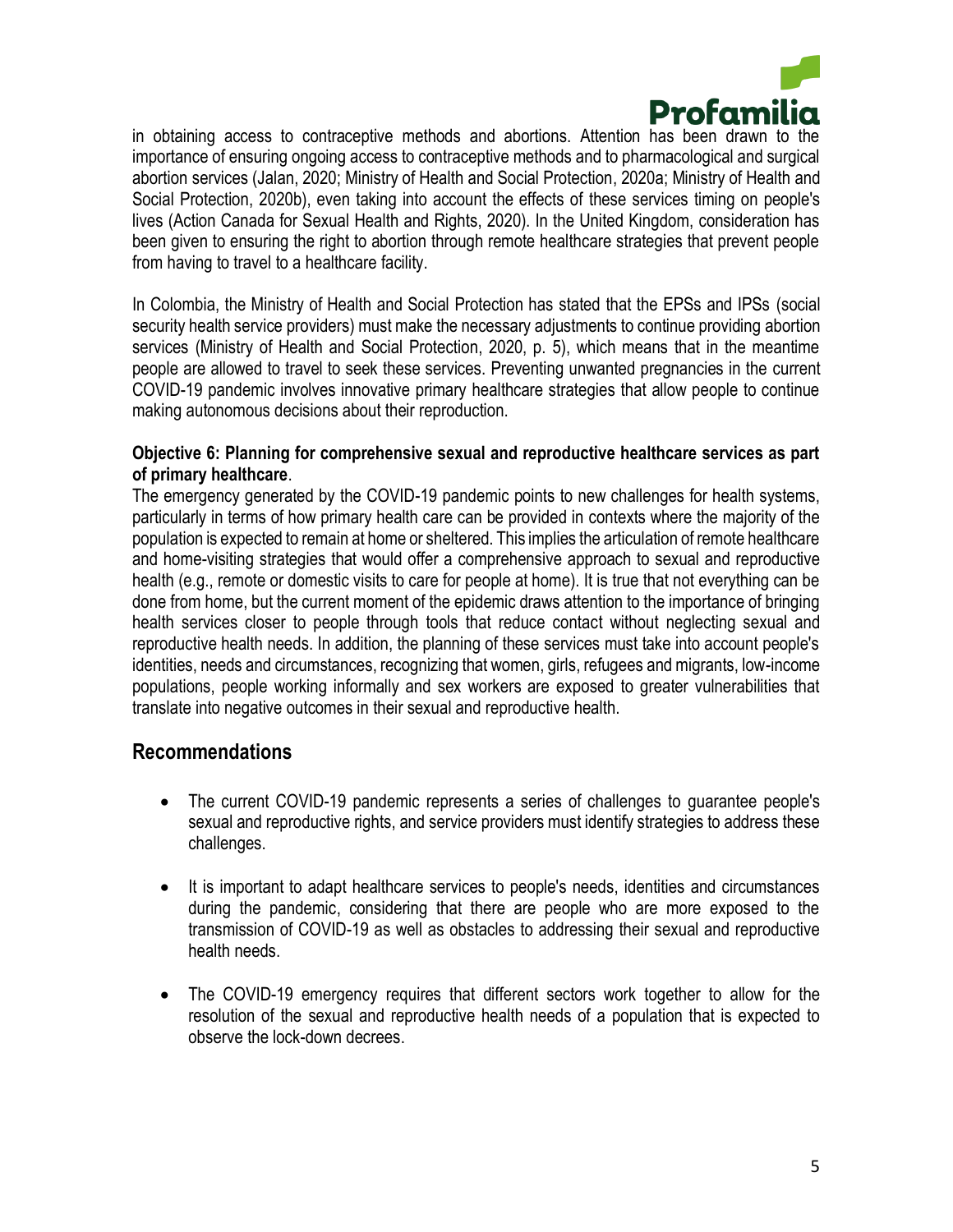in obtaining access to contraceptive methods and abortions. Attention has been drawn to the importance of ensuring ongoing access to contraceptive methods and to pharmacological and surgical abortion services (Jalan, 2020; Ministry of Health and Social Protection, 2020a; Ministry of Health and Social Protection, 2020b), even taking into account the effects of these services timing on people's lives (Action Canada for Sexual Health and Rights, 2020). In the United Kingdom, consideration has been given to ensuring the right to abortion through remote healthcare strategies that prevent people from having to travel to a healthcare facility.

In Colombia, the Ministry of Health and Social Protection has stated that the EPSs and IPSs (social security health service providers) must make the necessary adjustments to continue providing abortion services (Ministry of Health and Social Protection, 2020, p. 5), which means that in the meantime people are allowed to travel to seek these services. Preventing unwanted pregnancies in the current COVID-19 pandemic involves innovative primary healthcare strategies that allow people to continue making autonomous decisions about their reproduction.

**Objective 6: Planning for comprehensive sexual and reproductive healthcare services as part of primary healthcare**.

The emergency generated by the COVID-19 pandemic points to new challenges for health systems, particularly in terms of how primary health care can be provided in contexts where the majority of the population is expected to remain at home or sheltered. This implies the articulation of remote healthcare and home-visiting strategies that would offer a comprehensive approach to sexual and reproductive health (e.g., remote or domestic visits to care for people at home). It is true that not everything can be done from home, but the current moment of the epidemic draws attention to the importance of bringing health services closer to people through tools that reduce contact without neglecting sexual and reproductive health needs. In addition, the planning of these services must take into account people's identities, needs and circumstances, recognizing that women, girls, refugees and migrants, low-income populations, people working informally and sex workers are exposed to greater vulnerabilities that translate into negative outcomes in their sexual and reproductive health.

## Recommendations

- The current COVID-19 pandemic represents a series of challenges to guarantee people's sexual and reproductive rights, and service providers must identify strategies to address these challenges.

- It is important to adapt healthcare services to people's needs, identities and circumstances during the pandemic, considering that there are people who are more exposed to the transmission of COVID-19 as well as obstacles to addressing their sexual and reproductive health needs.

- The COVID-19 emergency requires that different sectors work together to allow for the resolution of the sexual and reproductive health needs of a population that is expected to observe the lock-down decrees.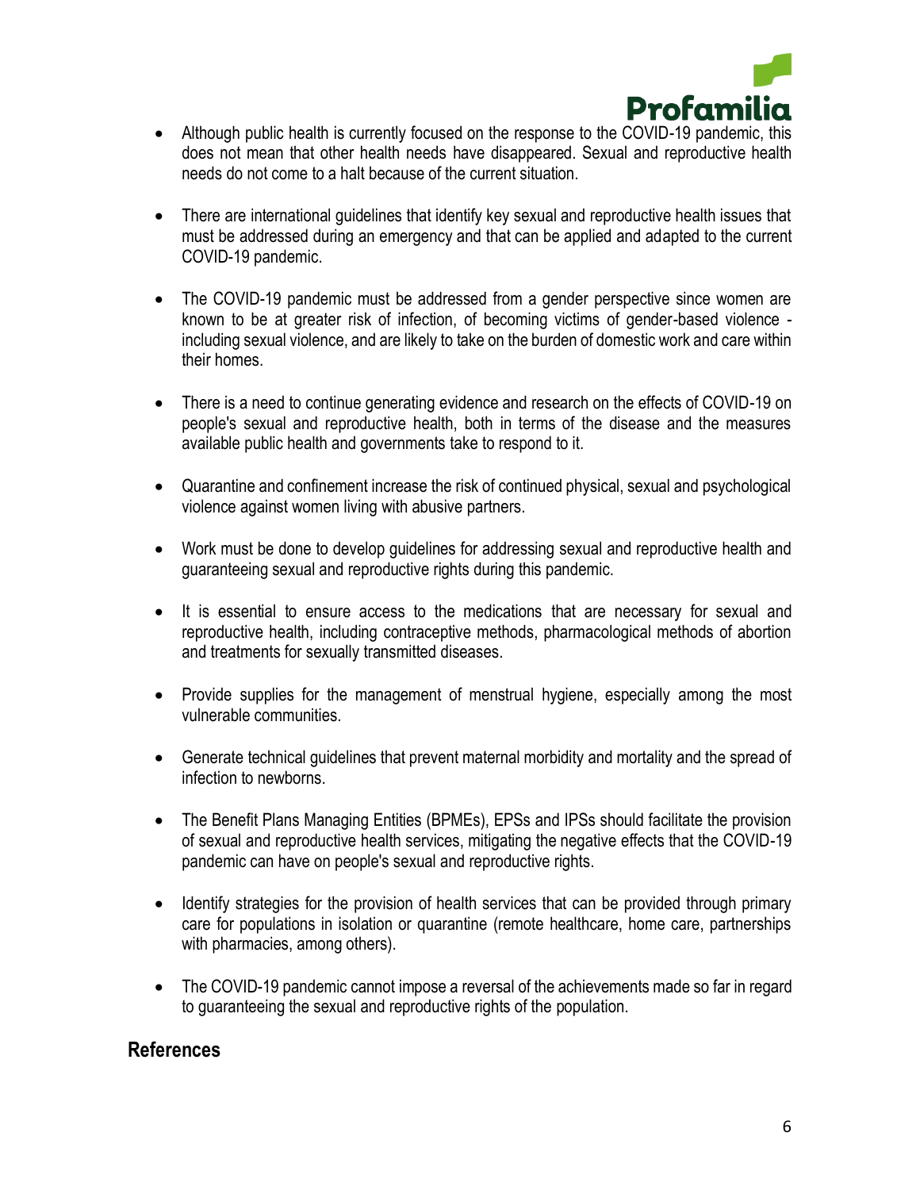- Although public health is currently focused on the response to the COVID-19 pandemic, this does not mean that other health needs have disappeared. Sexual and reproductive health needs do not come to a halt because of the current situation.

- There are international guidelines that identify key sexual and reproductive health issues that must be addressed during an emergency and that can be applied and adapted to the current COVID-19 pandemic.

- The COVID-19 pandemic must be addressed from a gender perspective since women are known to be at greater risk of infection, of becoming victims of gender-based violence - including sexual violence, and are likely to take on the burden of domestic work and care within their homes.

- There is a need to continue generating evidence and research on the effects of COVID-19 on people's sexual and reproductive health, both in terms of the disease and the measures available public health and governments take to respond to it.

- Quarantine and confinement increase the risk of continued physical, sexual and psychological violence against women living with abusive partners.

- Work must be done to develop guidelines for addressing sexual and reproductive health and guaranteeing sexual and reproductive rights during this pandemic.

- It is essential to ensure access to the medications that are necessary for sexual and reproductive health, including contraceptive methods, pharmacological methods of abortion and treatments for sexually transmitted diseases.

- Provide supplies for the management of menstrual hygiene, especially among the most vulnerable communities.

- Generate technical guidelines that prevent maternal morbidity and mortality and the spread of infection to newborns.

- The Benefit Plans Managing Entities (BPMEs), EPSs and IPSs should facilitate the provision of sexual and reproductive health services, mitigating the negative effects that the COVID-19 pandemic can have on people's sexual and reproductive rights.

- Identify strategies for the provision of health services that can be provided through primary care for populations in isolation or quarantine (remote healthcare, home care, partnerships with pharmacies, among others).

- The COVID-19 pandemic cannot impose a reversal of the achievements made so far in regard to guaranteeing the sexual and reproductive rights of the population.

## References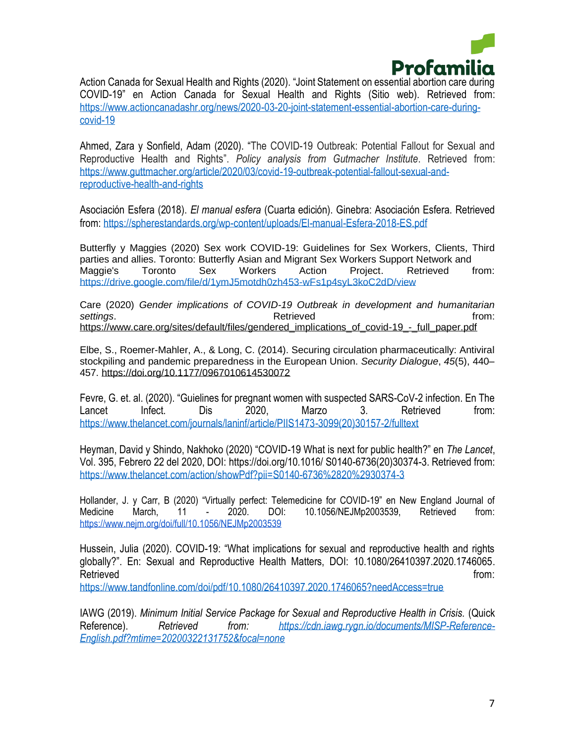Action Canada for Sexual Health and Rights (2020). “Joint Statement on essential abortion care during COVID-19” en Action Canada for Sexual Health and Rights (Sitio web). Retrieved from: https://www.actioncanadashr.org/news/2020-03-20-joint-statement-essential-abortion-care-during-covid-19

Ahmed, Zara y Sonfield, Adam (2020). “The COVID-19 Outbreak: Potential Fallout for Sexual and Reproductive Health and Rights”. *Policy analysis from Gutmacher Institute*. Retrieved from: https://www.guttmacher.org/article/2020/03/covid-19-outbreak-potential-fallout-sexual-and-reproductive-health-and-rights

Asociación Esfera (2018). *El manual esfera* (Cuarta edición). Ginebra: Asociación Esfera. Retrieved from: https://spherestandards.org/wp-content/uploads/El-manual-Esfera-2018-ES.pdf

Butterfly y Maggies (2020) Sex work COVID-19: Guidelines for Sex Workers, Clients, Third parties and allies. Toronto: Butterfly Asian and Migrant Sex Workers Support Network and Maggie's Toronto Sex Workers Action Project. Retrieved from: https://drive.google.com/file/d/1ymJ5motdh0zh453-wFs1p4syL3koC2dD/view

Care (2020) *Gender implications of COVID-19 Outbreak in development and humanitarian settings*. Retrieved from: https://www.care.org/sites/default/files/gendered_implications_of_covid-19_-_full_paper.pdf

Elbe, S., Roemer-Mahler, A., & Long, C. (2014). Securing circulation pharmaceutically: Antiviral stockpiling and pandemic preparedness in the European Union. *Security Dialogue*, *45*(5), 440–457. https://doi.org/10.1177/0967010614530072

Fevre, G. et. al. (2020). “Guielines for pregnant women with suspected SARS-CoV-2 infection. En The Lancet Infect. Dis 2020, Marzo 3. Retrieved from: https://www.thelancet.com/journals/laninf/article/PIIS1473-3099(20)30157-2/fulltext

Heyman, David y Shindo, Nakhoko (2020) “COVID-19 What is next for public health?” en *The Lancet*, Vol. 395, Febrero 22 del 2020, DOI: https://doi.org/10.1016/ S0140-6736(20)30374-3. Retrieved from: https://www.thelancet.com/action/showPdf?pii=S0140-6736%2820%2930374-3

Hollander, J. y Carr, B (2020) “Virtually perfect: Telemedicine for COVID-19” en New England Journal of Medicine March, 11 - 2020. DOI: 10.1056/NEJMp2003539, Retrieved from: https://www.nejm.org/doi/full/10.1056/NEJMp2003539

Hussein, Julia (2020). COVID-19: “What implications for sexual and reproductive health and rights globally?”. En: Sexual and Reproductive Health Matters, DOI: 10.1080/26410397.2020.1746065. Retrieved from: https://www.tandfonline.com/doi/pdf/10.1080/26410397.2020.1746065?needAccess=true

IAWG (2019). *Minimum Initial Service Package for Sexual and Reproductive Health in Crisis.* (Quick Reference). *Retrieved from: https://cdn.iawg.rygn.io/documents/MISP-Reference-English.pdf?mtime=20200322131752&focal=none*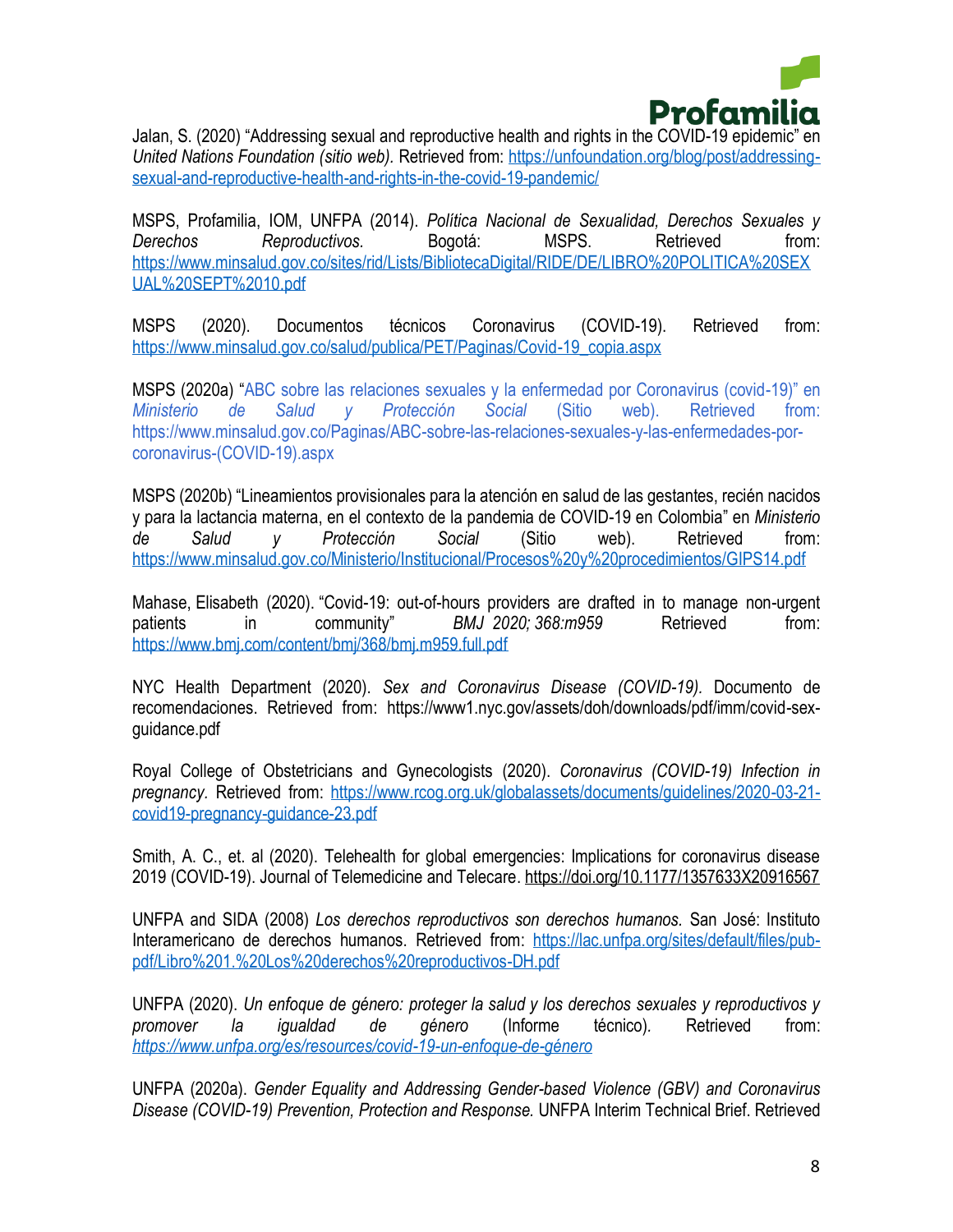Jalan, S. (2020) "Addressing sexual and reproductive health and rights in the COVID-19 epidemic" en *United Nations Foundation (sitio web).* Retrieved from: https://unfoundation.org/blog/post/addressing-sexual-and-reproductive-health-and-rights-in-the-covid-19-pandemic/

MSPS, Profamilia, IOM, UNFPA (2014). *Política Nacional de Sexualidad, Derechos Sexuales y Derechos Reproductivos.* Bogotá: MSPS. Retrieved from: https://www.minsalud.gov.co/sites/rid/Lists/BibliotecaDigital/RIDE/DE/LIBRO%20POLITICA%20SEXUAL%20SEPT%2010.pdf

MSPS (2020). Documentos técnicos Coronavirus (COVID-19). Retrieved from: https://www.minsalud.gov.co/salud/publica/PET/Paginas/Covid-19_copia.aspx

MSPS (2020a) "ABC sobre las relaciones sexuales y la enfermedad por Coronavirus (covid-19)" en *Ministerio de Salud y Protección Social* (Sitio web). Retrieved from: https://www.minsalud.gov.co/Paginas/ABC-sobre-las-relaciones-sexuales-y-las-enfermedades-por-coronavirus-(COVID-19).aspx

MSPS (2020b) "Lineamientos provisionales para la atención en salud de las gestantes, recién nacidos y para la lactancia materna, en el contexto de la pandemia de COVID-19 en Colombia" en *Ministerio de Salud y Protección Social* (Sitio web). Retrieved from: https://www.minsalud.gov.co/Ministerio/Institucional/Procesos%20y%20procedimientos/GIPS14.pdf

Mahase, Elisabeth (2020). "Covid-19: out-of-hours providers are drafted in to manage non-urgent patients in community" *BMJ 2020; 368:m959* Retrieved from: https://www.bmj.com/content/bmj/368/bmj.m959.full.pdf

NYC Health Department (2020). *Sex and Coronavirus Disease (COVID-19).* Documento de recomendaciones. Retrieved from: https://www1.nyc.gov/assets/doh/downloads/pdf/imm/covid-sex-guidance.pdf

Royal College of Obstetricians and Gynecologists (2020). *Coronavirus (COVID-19) Infection in pregnancy.* Retrieved from: https://www.rcog.org.uk/globalassets/documents/guidelines/2020-03-21-covid19-pregnancy-guidance-23.pdf

Smith, A. C., et. al (2020). Telehealth for global emergencies: Implications for coronavirus disease 2019 (COVID-19). Journal of Telemedicine and Telecare. https://doi.org/10.1177/1357633X20916567

UNFPA and SIDA (2008) *Los derechos reproductivos son derechos humanos.* San José: Instituto Interamericano de derechos humanos. Retrieved from: https://lac.unfpa.org/sites/default/files/pub-pdf/Libro%201.%20Los%20derechos%20reproductivos-DH.pdf

UNFPA (2020). *Un enfoque de género: proteger la salud y los derechos sexuales y reproductivos y promover la igualdad de género* (Informe técnico). Retrieved from: *https://www.unfpa.org/es/resources/covid-19-un-enfoque-de-género*

UNFPA (2020a). *Gender Equality and Addressing Gender-based Violence (GBV) and Coronavirus Disease (COVID-19) Prevention, Protection and Response.* UNFPA Interim Technical Brief. Retrieved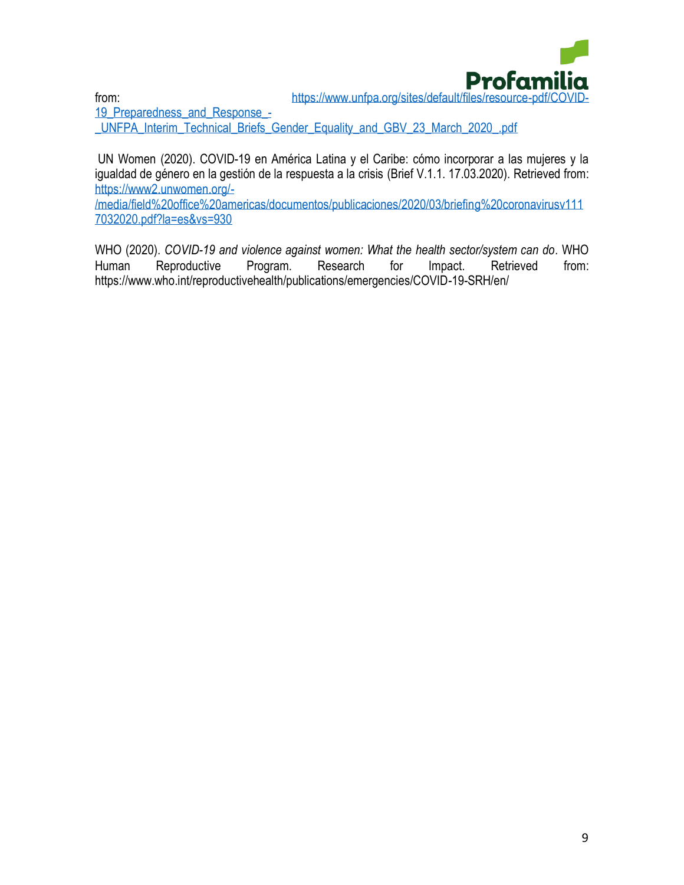from: https://www.unfpa.org/sites/default/files/resource-pdf/COVID-19_Preparedness_and_Response_-_UNFPA_Interim_Technical_Briefs_Gender_Equality_and_GBV_23_March_2020_.pdf

UN Women (2020). COVID-19 en América Latina y el Caribe: cómo incorporar a las mujeres y la igualdad de género en la gestión de la respuesta a la crisis (Brief V.1.1. 17.03.2020). Retrieved from: https://www2.unwomen.org/-/media/field%20office%20americas/documentos/publicaciones/2020/03/briefing%20coronavirusv1117032020.pdf?la=es&vs=930

WHO (2020). *COVID-19 and violence against women: What the health sector/system can do*. WHO Human Reproductive Program. Research for Impact. Retrieved from: https://www.who.int/reproductivehealth/publications/emergencies/COVID-19-SRH/en/